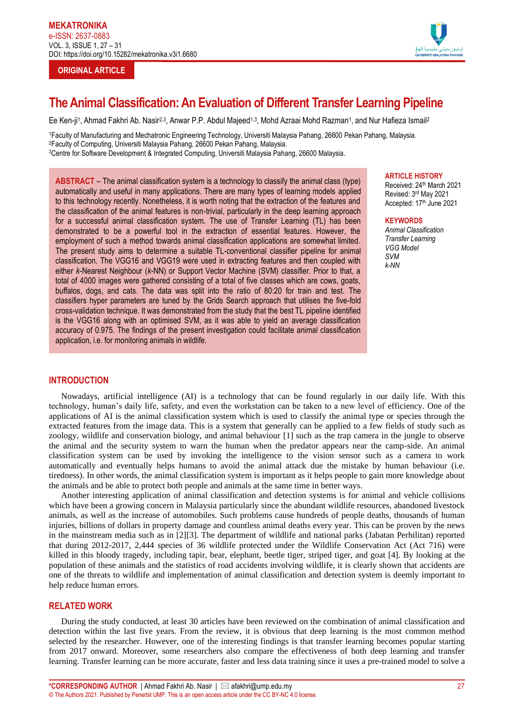ORIGINAL ARTICLE

# The Animal Classification: An Evaluation of Different Transfer Learning Pipeline

Ee Ken-ji[1], Ahmad Fakhri Ab. Nasir[2,3], Anwar P.P. Abdul Majeed[1,3], Mohd Azraai Mohd Razman[1], and Nur Hafieza Ismail[2]

[1]Faculty of Manufacturing and Mechatronic Engineering Technology, Universiti Malaysia Pahang, 26600 Pekan Pahang, Malaysia.
[2]Faculty of Computing, Universiti Malaysia Pahang, 26600 Pekan Pahang, Malaysia.
[3]Centre for Software Development & Integrated Computing, Universiti Malaysia Pahang, 26600 Malaysia.

**ABSTRACT** – The animal classification system is a technology to classify the animal class (type) automatically and useful in many applications. There are many types of learning models applied to this technology recently. Nonetheless, it is worth noting that the extraction of the features and the classification of the animal features is non-trivial, particularly in the deep learning approach for a successful animal classification system. The use of Transfer Learning (TL) has been demonstrated to be a powerful tool in the extraction of essential features. However, the employment of such a method towards animal classification applications are somewhat limited. The present study aims to determine a suitable TL-conventional classifier pipeline for animal classification. The VGG16 and VGG19 were used in extracting features and then coupled with either *k*-Nearest Neighbour (*k*-NN) or Support Vector Machine (SVM) classifier. Prior to that, a total of 4000 images were gathered consisting of a total of five classes which are cows, goats, buffalos, dogs, and cats. The data was split into the ratio of 80:20 for train and test. The classifiers hyper parameters are tuned by the Grids Search approach that utilises the five-fold cross-validation technique. It was demonstrated from the study that the best TL pipeline identified is the VGG16 along with an optimised SVM, as it was able to yield an average classification accuracy of 0.975. The findings of the present investigation could facilitate animal classification application, i.e. for monitoring animals in wildlife.

**ARTICLE HISTORY**
Received: 24th March 2021
Revised: 3rd May 2021
Accepted: 17th June 2021

**KEYWORDS**
*Animal Classification*
*Transfer Learning*
*VGG Model*
*SVM*
*k-NN*

## INTRODUCTION

Nowadays, artificial intelligence (AI) is a technology that can be found regularly in our daily life. With this technology, human's daily life, safety, and even the workstation can be taken to a new level of efficiency. One of the applications of AI is the animal classification system which is used to classify the animal type or species through the extracted features from the image data. This is a system that generally can be applied to a few fields of study such as zoology, wildlife and conservation biology, and animal behaviour [1] such as the trap camera in the jungle to observe the animal and the security system to warn the human when the predator appears near the camp-side. An animal classification system can be used by invoking the intelligence to the vision sensor such as a camera to work automatically and eventually helps humans to avoid the animal attack due the mistake by human behaviour (i.e. tiredness). In other words, the animal classification system is important as it helps people to gain more knowledge about the animals and be able to protect both people and animals at the same time in better ways.

Another interesting application of animal classification and detection systems is for animal and vehicle collisions which have been a growing concern in Malaysia particularly since the abundant wildlife resources, abandoned livestock animals, as well as the increase of automobiles. Such problems cause hundreds of people deaths, thousands of human injuries, billions of dollars in property damage and countless animal deaths every year. This can be proven by the news in the mainstream media such as in [2][3]. The department of wildlife and national parks (Jabatan Perhilitan) reported that during 2012-2017, 2,444 species of 36 wildlife protected under the Wildlife Conservation Act (Act 716) were killed in this bloody tragedy, including tapir, bear, elephant, beetle tiger, striped tiger, and goat [4]. By looking at the population of these animals and the statistics of road accidents involving wildlife, it is clearly shown that accidents are one of the threats to wildlife and implementation of animal classification and detection system is deemly important to help reduce human errors.

## RELATED WORK

During the study conducted, at least 30 articles have been reviewed on the combination of animal classification and detection within the last five years. From the review, it is obvious that deep learning is the most common method selected by the researcher. However, one of the interesting findings is that transfer learning becomes popular starting from 2017 onward. Moreover, some researchers also compare the effectiveness of both deep learning and transfer learning. Transfer learning can be more accurate, faster and less data training since it uses a pre-trained model to solve a

***CORRESPONDING AUTHOR** | Ahmad Fakhri Ab. Nasir | ✉ afakhri@ump.edu.my
© The Authors 2021. Published by Penerbit UMP. This is an open access article under the CC BY-NC 4.0 license.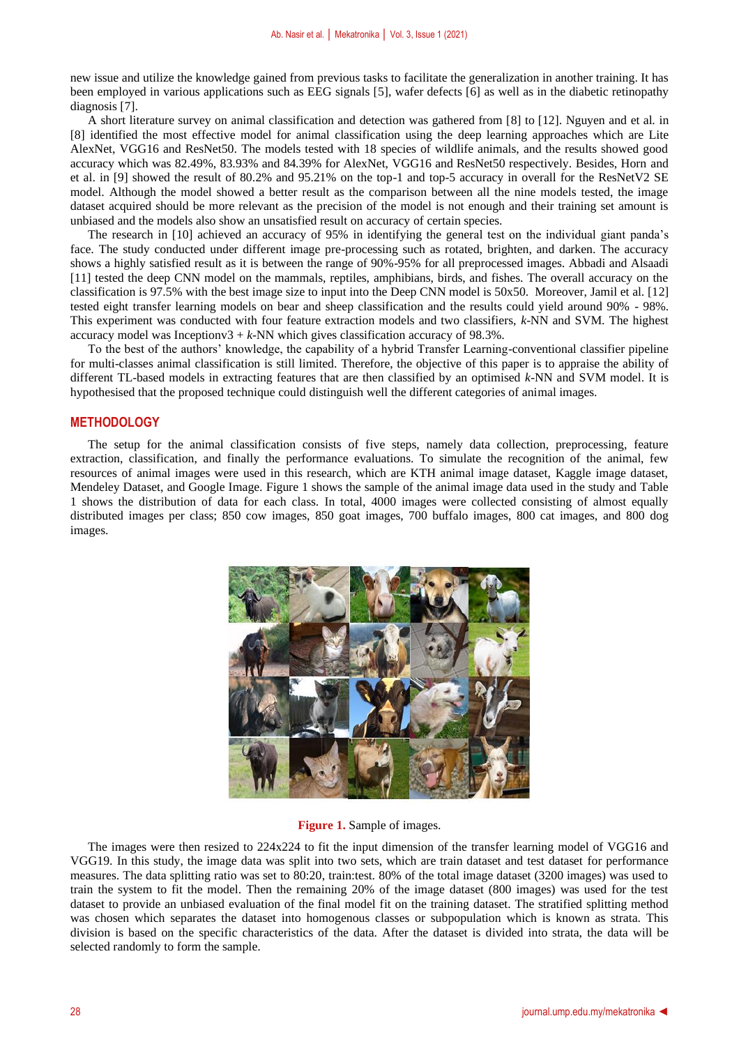new issue and utilize the knowledge gained from previous tasks to facilitate the generalization in another training. It has been employed in various applications such as EEG signals [5], wafer defects [6] as well as in the diabetic retinopathy diagnosis [7].

A short literature survey on animal classification and detection was gathered from [8] to [12]. Nguyen and et al. in [8] identified the most effective model for animal classification using the deep learning approaches which are Lite AlexNet, VGG16 and ResNet50. The models tested with 18 species of wildlife animals, and the results showed good accuracy which was 82.49%, 83.93% and 84.39% for AlexNet, VGG16 and ResNet50 respectively. Besides, Horn and et al. in [9] showed the result of 80.2% and 95.21% on the top-1 and top-5 accuracy in overall for the ResNetV2 SE model. Although the model showed a better result as the comparison between all the nine models tested, the image dataset acquired should be more relevant as the precision of the model is not enough and their training set amount is unbiased and the models also show an unsatisfied result on accuracy of certain species.

The research in [10] achieved an accuracy of 95% in identifying the general test on the individual giant panda's face. The study conducted under different image pre-processing such as rotated, brighten, and darken. The accuracy shows a highly satisfied result as it is between the range of 90%-95% for all preprocessed images. Abbadi and Alsaadi [11] tested the deep CNN model on the mammals, reptiles, amphibians, birds, and fishes. The overall accuracy on the classification is 97.5% with the best image size to input into the Deep CNN model is 50x50. Moreover, Jamil et al. [12] tested eight transfer learning models on bear and sheep classification and the results could yield around 90% - 98%. This experiment was conducted with four feature extraction models and two classifiers, *k*-NN and SVM. The highest accuracy model was Inceptionv3 + *k*-NN which gives classification accuracy of 98.3%.

To the best of the authors' knowledge, the capability of a hybrid Transfer Learning-conventional classifier pipeline for multi-classes animal classification is still limited. Therefore, the objective of this paper is to appraise the ability of different TL-based models in extracting features that are then classified by an optimised *k*-NN and SVM model. It is hypothesised that the proposed technique could distinguish well the different categories of animal images.

## METHODOLOGY

The setup for the animal classification consists of five steps, namely data collection, preprocessing, feature extraction, classification, and finally the performance evaluations. To simulate the recognition of the animal, few resources of animal images were used in this research, which are KTH animal image dataset, Kaggle image dataset, Mendeley Dataset, and Google Image. Figure 1 shows the sample of the animal image data used in the study and Table 1 shows the distribution of data for each class. In total, 4000 images were collected consisting of almost equally distributed images per class; 850 cow images, 850 goat images, 700 buffalo images, 800 cat images, and 800 dog images.

**Figure 1.** Sample of images.

The images were then resized to 224x224 to fit the input dimension of the transfer learning model of VGG16 and VGG19. In this study, the image data was split into two sets, which are train dataset and test dataset for performance measures. The data splitting ratio was set to 80:20, train:test. 80% of the total image dataset (3200 images) was used to train the system to fit the model. Then the remaining 20% of the image dataset (800 images) was used for the test dataset to provide an unbiased evaluation of the final model fit on the training dataset. The stratified splitting method was chosen which separates the dataset into homogenous classes or subpopulation which is known as strata. This division is based on the specific characteristics of the data. After the dataset is divided into strata, the data will be selected randomly to form the sample.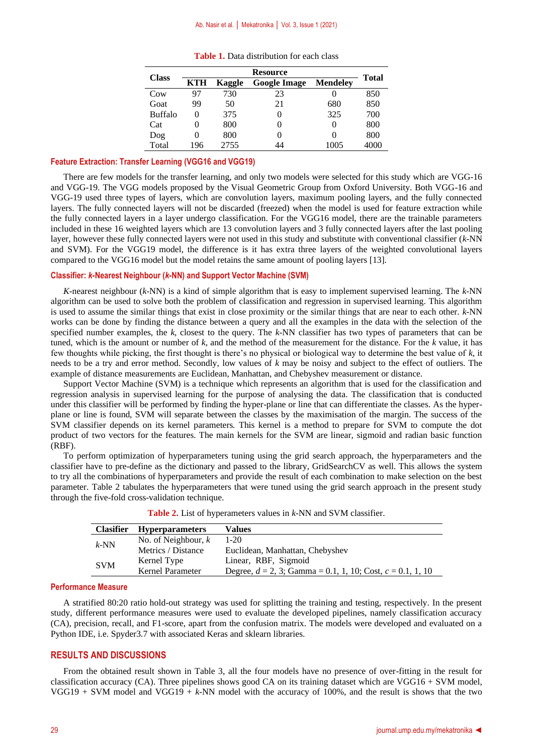**Table 1.** Data distribution for each class

| Class | Resource | | | | Total |
|---|---|---|---|---|---|
| | KTH | Kaggle | Google Image | Mendeley | |
| Cow | 97 | 730 | 23 | 0 | 850 |
| Goat | 99 | 50 | 21 | 680 | 850 |
| Buffalo | 0 | 375 | 0 | 325 | 700 |
| Cat | 0 | 800 | 0 | 0 | 800 |
| Dog | 0 | 800 | 0 | 0 | 800 |
| Total | 196 | 2755 | 44 | 1005 | 4000 |

### Feature Extraction: Transfer Learning (VGG16 and VGG19)

There are few models for the transfer learning, and only two models were selected for this study which are VGG-16 and VGG-19. The VGG models proposed by the Visual Geometric Group from Oxford University. Both VGG-16 and VGG-19 used three types of layers, which are convolution layers, maximum pooling layers, and the fully connected layers. The fully connected layers will not be discarded (freezed) when the model is used for feature extraction while the fully connected layers in a layer undergo classification. For the VGG16 model, there are the trainable parameters included in these 16 weighted layers which are 13 convolution layers and 3 fully connected layers after the last pooling layer, however these fully connected layers were not used in this study and substitute with conventional classifier (*k*-NN and SVM). For the VGG19 model, the difference is it has extra three layers of the weighted convolutional layers compared to the VGG16 model but the model retains the same amount of pooling layers [13].

### Classifier: *k*-Nearest Neighbour (*k*-NN) and Support Vector Machine (SVM)

*K*-nearest neighbour (*k*-NN) is a kind of simple algorithm that is easy to implement supervised learning. The *k*-NN algorithm can be used to solve both the problem of classification and regression in supervised learning. This algorithm is used to assume the similar things that exist in close proximity or the similar things that are near to each other. *k*-NN works can be done by finding the distance between a query and all the examples in the data with the selection of the specified number examples, the *k*, closest to the query. The *k*-NN classifier has two types of parameters that can be tuned, which is the amount or number of *k*, and the method of the measurement for the distance. For the *k* value, it has few thoughts while picking, the first thought is there's no physical or biological way to determine the best value of *k*, it needs to be a try and error method. Secondly, low values of *k* may be noisy and subject to the effect of outliers. The example of distance measurements are Euclidean, Manhattan, and Chebyshev measurement or distance.

Support Vector Machine (SVM) is a technique which represents an algorithm that is used for the classification and regression analysis in supervised learning for the purpose of analysing the data. The classification that is conducted under this classifier will be performed by finding the hyper-plane or line that can differentiate the classes. As the hyper-plane or line is found, SVM will separate between the classes by the maximisation of the margin. The success of the SVM classifier depends on its kernel parameters. This kernel is a method to prepare for SVM to compute the dot product of two vectors for the features. The main kernels for the SVM are linear, sigmoid and radian basic function (RBF).

To perform optimization of hyperparameters tuning using the grid search approach, the hyperparameters and the classifier have to pre-define as the dictionary and passed to the library, GridSearchCV as well. This allows the system to try all the combinations of hyperparameters and provide the result of each combination to make selection on the best parameter. Table 2 tabulates the hyperparameters that were tuned using the grid search approach in the present study through the five-fold cross-validation technique.

**Table 2.** List of hyperameters values in *k*-NN and SVM classifier.

| Clasifier | Hyperparameters | Values |
|---|---|---|
| *k*-NN | No. of Neighbour, *k* | 1-20 |
| | Metrics / Distance | Euclidean, Manhattan, Chebyshev |
| SVM | Kernel Type | Linear, RBF, Sigmoid |
| | Kernel Parameter | Degree, $d$ = 2, 3; Gamma = 0.1, 1, 10; Cost, $c$ = 0.1, 1, 10 |

### Performance Measure

A stratified 80:20 ratio hold-out strategy was used for splitting the training and testing, respectively. In the present study, different performance measures were used to evaluate the developed pipelines, namely classification accuracy (CA), precision, recall, and F1-score, apart from the confusion matrix. The models were developed and evaluated on a Python IDE, i.e. Spyder3.7 with associated Keras and sklearn libraries.

## RESULTS AND DISCUSSIONS

From the obtained result shown in Table 3, all the four models have no presence of over-fitting in the result for classification accuracy (CA). Three pipelines shows good CA on its training dataset which are VGG16 + SVM model, VGG19 + SVM model and VGG19 + *k*-NN model with the accuracy of 100%, and the result is shows that the two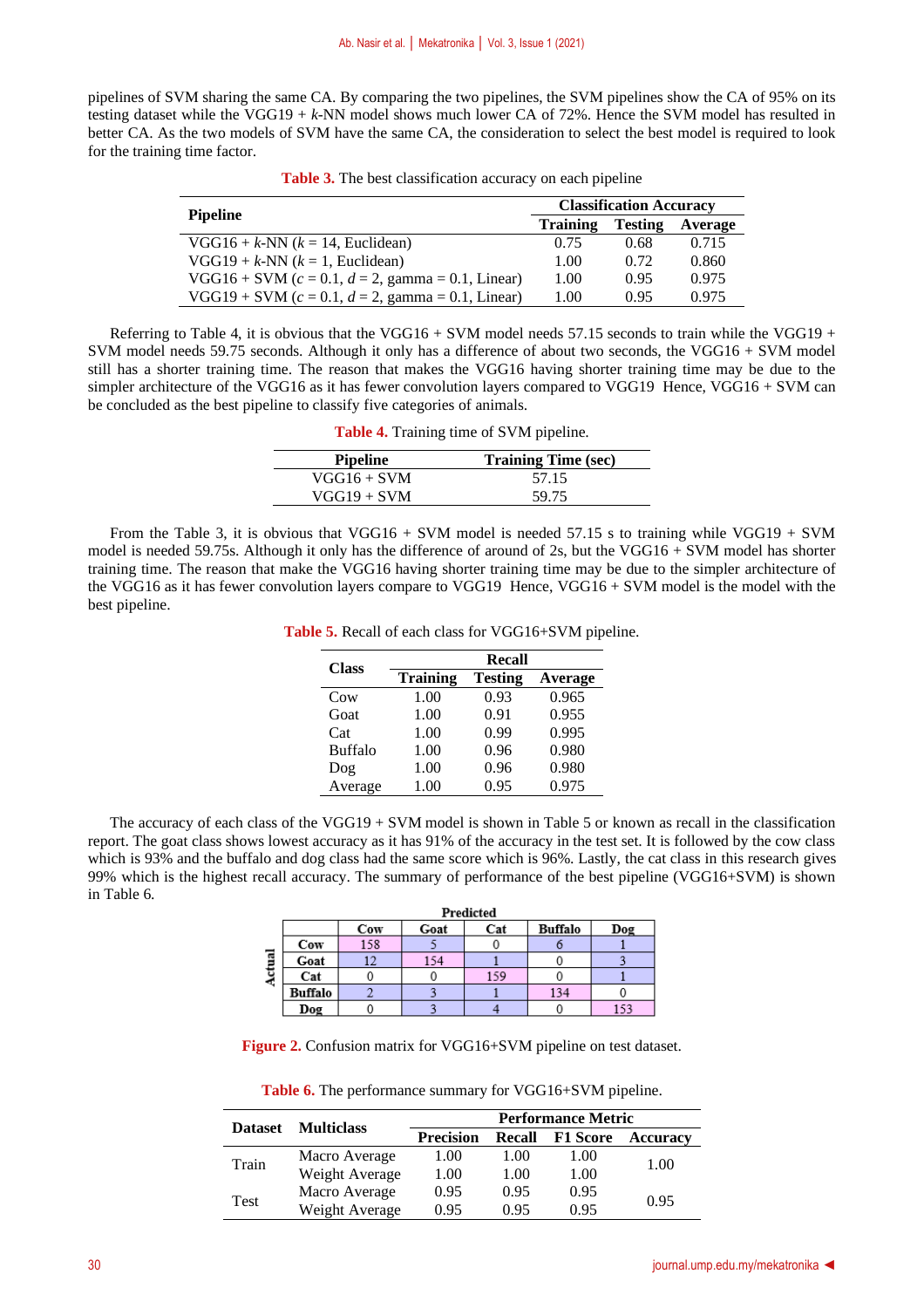pipelines of SVM sharing the same CA. By comparing the two pipelines, the SVM pipelines show the CA of 95% on its testing dataset while the VGG19 + *k*-NN model shows much lower CA of 72%. Hence the SVM model has resulted in better CA. As the two models of SVM have the same CA, the consideration to select the best model is required to look for the training time factor.

**Table 3.** The best classification accuracy on each pipeline

| Pipeline | Classification Accuracy | | |
|---|---|---|---|
| | Training | Testing | Average |
| VGG16 + *k*-NN (*k* = 14, Euclidean) | 0.75 | 0.68 | 0.715 |
| VGG19 + *k*-NN (*k* = 1, Euclidean) | 1.00 | 0.72 | 0.860 |
| VGG16 + SVM (*c* = 0.1, *d* = 2, gamma = 0.1, Linear) | 1.00 | 0.95 | 0.975 |
| VGG19 + SVM (*c* = 0.1, *d* = 2, gamma = 0.1, Linear) | 1.00 | 0.95 | 0.975 |

Referring to Table 4, it is obvious that the VGG16 + SVM model needs 57.15 seconds to train while the VGG19 + SVM model needs 59.75 seconds. Although it only has a difference of about two seconds, the VGG16 + SVM model still has a shorter training time. The reason that makes the VGG16 having shorter training time may be due to the simpler architecture of the VGG16 as it has fewer convolution layers compared to VGG19 Hence, VGG16 + SVM can be concluded as the best pipeline to classify five categories of animals.

**Table 4.** Training time of SVM pipeline.

| Pipeline | Training Time (sec) |
|---|---|
| VGG16 + SVM | 57.15 |
| VGG19 + SVM | 59.75 |

From the Table 3, it is obvious that VGG16 + SVM model is needed 57.15 s to training while VGG19 + SVM model is needed 59.75s. Although it only has the difference of around of 2s, but the VGG16 + SVM model has shorter training time. The reason that make the VGG16 having shorter training time may be due to the simpler architecture of the VGG16 as it has fewer convolution layers compare to VGG19 Hence, VGG16 + SVM model is the model with the best pipeline.

**Table 5.** Recall of each class for VGG16+SVM pipeline.

| Class | Recall | | |
|---|---|---|---|
| | Training | Testing | Average |
| Cow | 1.00 | 0.93 | 0.965 |
| Goat | 1.00 | 0.91 | 0.955 |
| Cat | 1.00 | 0.99 | 0.995 |
| Buffalo | 1.00 | 0.96 | 0.980 |
| Dog | 1.00 | 0.96 | 0.980 |
| Average | 1.00 | 0.95 | 0.975 |

The accuracy of each class of the VGG19 + SVM model is shown in Table 5 or known as recall in the classification report. The goat class shows lowest accuracy as it has 91% of the accuracy in the test set. It is followed by the cow class which is 93% and the buffalo and dog class had the same score which is 96%. Lastly, the cat class in this research gives 99% which is the highest recall accuracy. The summary of performance of the best pipeline (VGG16+SVM) is shown in Table 6.

| Actual \ Predicted | Cow | Goat | Cat | Buffalo | Dog |
|---|---|---|---|---|---|
| Cow | 158 | 5 | 0 | 6 | 1 |
| Goat | 12 | 154 | 1 | 0 | 3 |
| Cat | 0 | 0 | 159 | 0 | 1 |
| Buffalo | 2 | 3 | 1 | 134 | 0 |
| Dog | 0 | 3 | 4 | 0 | 153 |

**Figure 2.** Confusion matrix for VGG16+SVM pipeline on test dataset.

**Table 6.** The performance summary for VGG16+SVM pipeline.

| Dataset | Multiclass | Performance Metric | | | |
|---|---|---|---|---|---|
| | | Precision | Recall | F1 Score | Accuracy |
| Train | Macro Average | 1.00 | 1.00 | 1.00 | 1.00 |
| | Weight Average | 1.00 | 1.00 | 1.00 | |
| Test | Macro Average | 0.95 | 0.95 | 0.95 | 0.95 |
| | Weight Average | 0.95 | 0.95 | 0.95 | |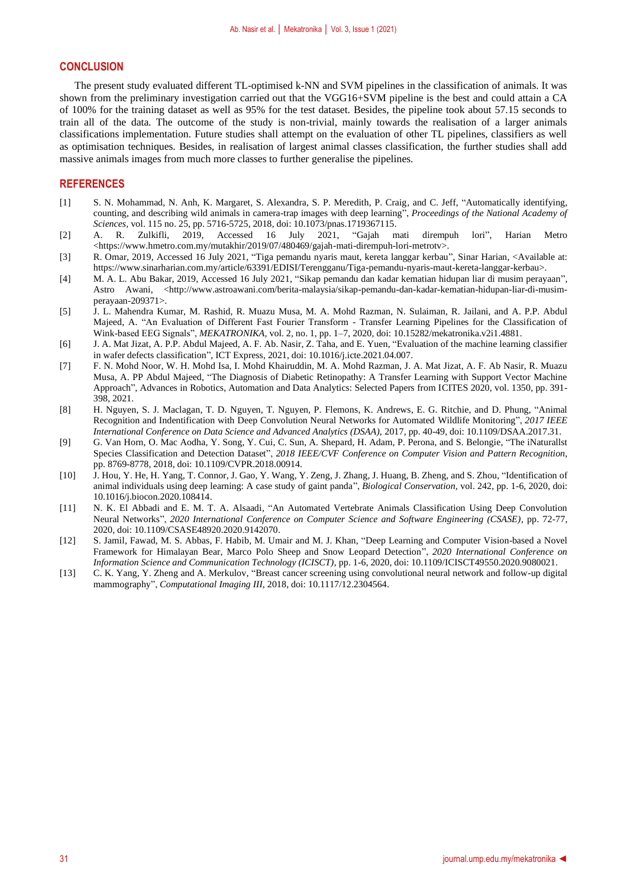## CONCLUSION

The present study evaluated different TL-optimised k-NN and SVM pipelines in the classification of animals. It was shown from the preliminary investigation carried out that the VGG16+SVM pipeline is the best and could attain a CA of 100% for the training dataset as well as 95% for the test dataset. Besides, the pipeline took about 57.15 seconds to train all of the data. The outcome of the study is non-trivial, mainly towards the realisation of a larger animals classifications implementation. Future studies shall attempt on the evaluation of other TL pipelines, classifiers as well as optimisation techniques. Besides, in realisation of largest animal classes classification, the further studies shall add massive animals images from much more classes to further generalise the pipelines.

## REFERENCES

[1] S. N. Mohammad, N. Anh, K. Margaret, S. Alexandra, S. P. Meredith, P. Craig, and C. Jeff, "Automatically identifying, counting, and describing wild animals in camera-trap images with deep learning", *Proceedings of the National Academy of Sciences*, vol. 115 no. 25, pp. 5716-5725, 2018, doi: 10.1073/pnas.1719367115.

[2] A. R. Zulkifli, 2019, Accessed 16 July 2021, "Gajah mati dirempuh lori", Harian Metro <https://www.hmetro.com.my/mutakhir/2019/07/480469/gajah-mati-dirempuh-lori-metrotv>.

[3] R. Omar, 2019, Accessed 16 July 2021, "Tiga pemandu nyaris maut, kereta langgar kerbau", Sinar Harian, <Available at: https://www.sinarharian.com.my/article/63391/EDISI/Terengganu/Tiga-pemandu-nyaris-maut-kereta-langgar-kerbau>.

[4] M. A. L. Abu Bakar, 2019, Accessed 16 July 2021, "Sikap pemandu dan kadar kematian hidupan liar di musim perayaan", Astro Awani, <http://www.astroawani.com/berita-malaysia/sikap-pemandu-dan-kadar-kematian-hidupan-liar-di-musim-perayaan-209371>.

[5] J. L. Mahendra Kumar, M. Rashid, R. Muazu Musa, M. A. Mohd Razman, N. Sulaiman, R. Jailani, and A. P.P. Abdul Majeed, A. "An Evaluation of Different Fast Fourier Transform - Transfer Learning Pipelines for the Classification of Wink-based EEG Signals", *MEKATRONIKA*, vol. 2, no. 1, pp. 1–7, 2020, doi: 10.15282/mekatronika.v2i1.4881.

[6] J. A. Mat Jizat, A. P.P. Abdul Majeed, A. F. Ab. Nasir, Z. Taha, and E. Yuen, "Evaluation of the machine learning classifier in wafer defects classification", ICT Express, 2021, doi: 10.1016/j.icte.2021.04.007.

[7] F. N. Mohd Noor, W. H. Mohd Isa, I. Mohd Khairuddin, M. A. Mohd Razman, J. A. Mat Jizat, A. F. Ab Nasir, R. Muazu Musa, A. PP Abdul Majeed, "The Diagnosis of Diabetic Retinopathy: A Transfer Learning with Support Vector Machine Approach", Advances in Robotics, Automation and Data Analytics: Selected Papers from ICITES 2020, vol. 1350, pp. 391-398, 2021.

[8] H. Nguyen, S. J. Maclagan, T. D. Nguyen, T. Nguyen, P. Flemons, K. Andrews, E. G. Ritchie, and D. Phung, "Animal Recognition and Indentification with Deep Convolution Neural Networks for Automated Wildlife Monitoring", *2017 IEEE International Conference on Data Science and Advanced Analytics (DSAA)*, 2017, pp. 40-49, doi: 10.1109/DSAA.2017.31.

[9] G. Van Horn, O. Mac Aodha, Y. Song, Y. Cui, C. Sun, A. Shepard, H. Adam, P. Perona, and S. Belongie, "The iNaturallst Species Classification and Detection Dataset", *2018 IEEE/CVF Conference on Computer Vision and Pattern Recognition*, pp. 8769-8778, 2018, doi: 10.1109/CVPR.2018.00914.

[10] J. Hou, Y. He, H. Yang, T. Connor, J. Gao, Y. Wang, Y. Zeng, J. Zhang, J. Huang, B. Zheng, and S. Zhou, "Identification of animal individuals using deep learning: A case study of gaint panda", *Biological Conservation*, vol. 242, pp. 1-6, 2020, doi: 10.1016/j.biocon.2020.108414.

[11] N. K. El Abbadi and E. M. T. A. Alsaadi, "An Automated Vertebrate Animals Classification Using Deep Convolution Neural Networks", *2020 International Conference on Computer Science and Software Engineering (CSASE)*, pp. 72-77, 2020, doi: 10.1109/CSASE48920.2020.9142070.

[12] S. Jamil, Fawad, M. S. Abbas, F. Habib, M. Umair and M. J. Khan, "Deep Learning and Computer Vision-based a Novel Framework for Himalayan Bear, Marco Polo Sheep and Snow Leopard Detection", *2020 International Conference on Information Science and Communication Technology (ICISCT)*, pp. 1-6, 2020, doi: 10.1109/ICISCT49550.2020.9080021.

[13] C. K. Yang, Y. Zheng and A. Merkulov, "Breast cancer screening using convolutional neural network and follow-up digital mammography", *Computational Imaging III*, 2018, doi: 10.1117/12.2304564.